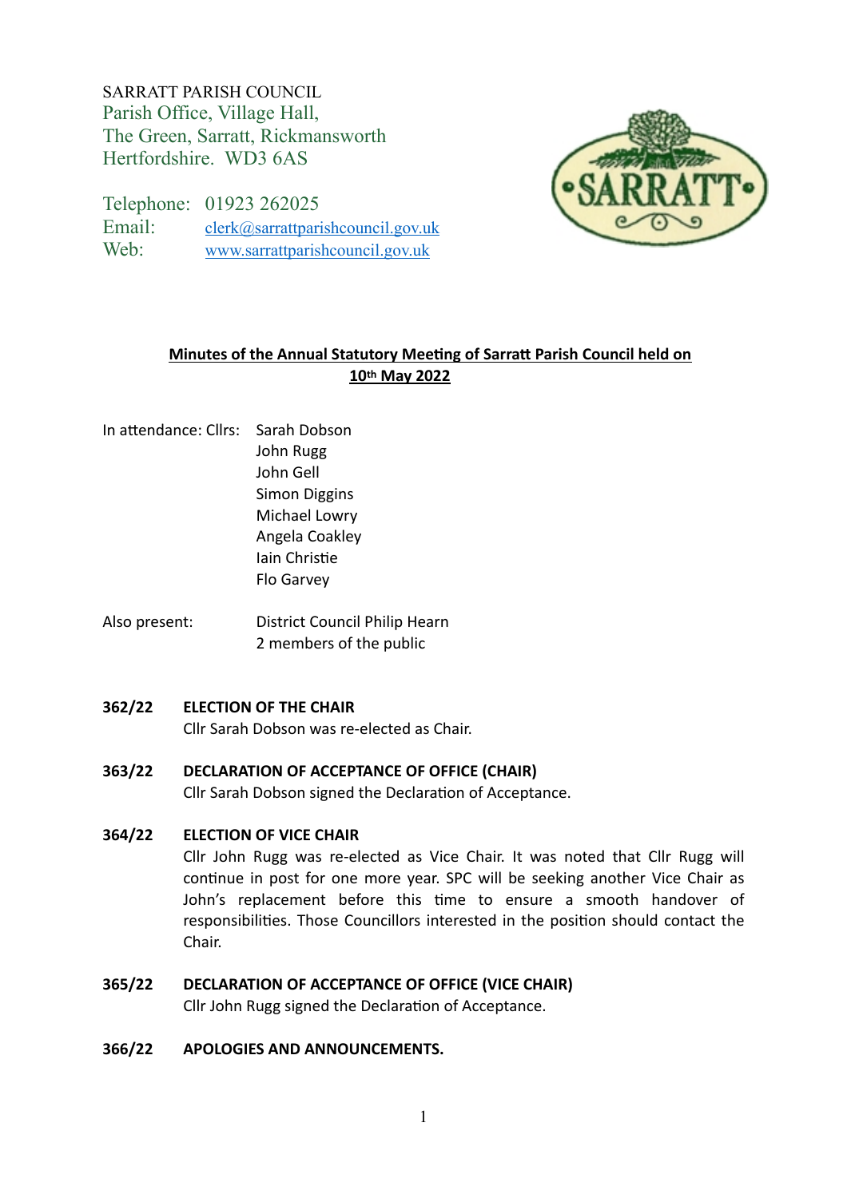SARRATT PARISH COUNCIL
Parish Office, Village Hall,
The Green, Sarratt, Rickmansworth
Hertfordshire. WD3 6AS

Telephone: 01923 262025
Email: clerk@sarrattparishcouncil.gov.uk
Web: www.sarrattparishcouncil.gov.uk

## Minutes of the Annual Statutory Meeting of Sarratt Parish Council held on 10th May 2022

In attendance: Cllrs: Sarah Dobson
John Rugg
John Gell
Simon Diggins
Michael Lowry
Angela Coakley
Iain Christie
Flo Garvey

Also present: District Council Philip Hearn
2 members of the public

**362/22 ELECTION OF THE CHAIR**
Cllr Sarah Dobson was re-elected as Chair.

**363/22 DECLARATION OF ACCEPTANCE OF OFFICE (CHAIR)**
Cllr Sarah Dobson signed the Declaration of Acceptance.

**364/22 ELECTION OF VICE CHAIR**
Cllr John Rugg was re-elected as Vice Chair. It was noted that Cllr Rugg will continue in post for one more year. SPC will be seeking another Vice Chair as John's replacement before this time to ensure a smooth handover of responsibilities. Those Councillors interested in the position should contact the Chair.

**365/22 DECLARATION OF ACCEPTANCE OF OFFICE (VICE CHAIR)**
Cllr John Rugg signed the Declaration of Acceptance.

**366/22 APOLOGIES AND ANNOUNCEMENTS.**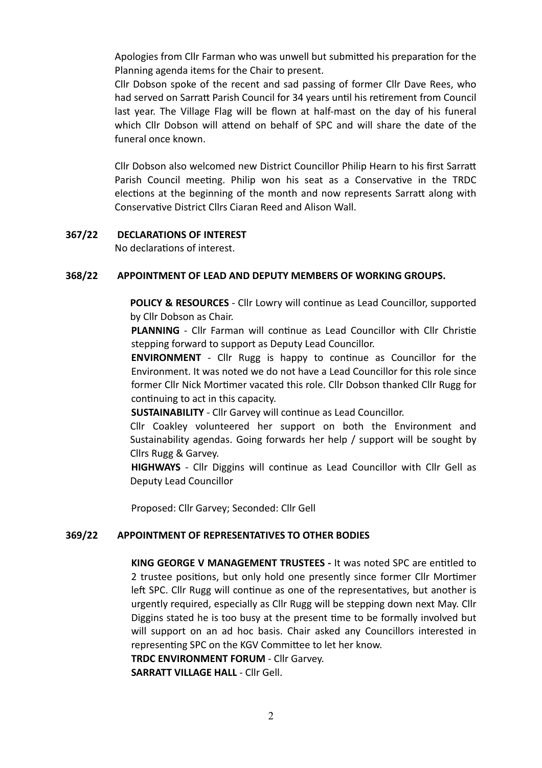Apologies from Cllr Farman who was unwell but submitted his preparation for the Planning agenda items for the Chair to present.

Cllr Dobson spoke of the recent and sad passing of former Cllr Dave Rees, who had served on Sarratt Parish Council for 34 years until his retirement from Council last year. The Village Flag will be flown at half-mast on the day of his funeral which Cllr Dobson will attend on behalf of SPC and will share the date of the funeral once known.

Cllr Dobson also welcomed new District Councillor Philip Hearn to his first Sarratt Parish Council meeting. Philip won his seat as a Conservative in the TRDC elections at the beginning of the month and now represents Sarratt along with Conservative District Cllrs Ciaran Reed and Alison Wall.

**367/22 DECLARATIONS OF INTEREST**

No declarations of interest.

**368/22 APPOINTMENT OF LEAD AND DEPUTY MEMBERS OF WORKING GROUPS.**

**POLICY & RESOURCES** - Cllr Lowry will continue as Lead Councillor, supported by Cllr Dobson as Chair.

**PLANNING** - Cllr Farman will continue as Lead Councillor with Cllr Christie stepping forward to support as Deputy Lead Councillor.

**ENVIRONMENT** - Cllr Rugg is happy to continue as Councillor for the Environment. It was noted we do not have a Lead Councillor for this role since former Cllr Nick Mortimer vacated this role. Cllr Dobson thanked Cllr Rugg for continuing to act in this capacity.

**SUSTAINABILITY** - Cllr Garvey will continue as Lead Councillor.

Cllr Coakley volunteered her support on both the Environment and Sustainability agendas. Going forwards her help / support will be sought by Cllrs Rugg & Garvey.

**HIGHWAYS** - Cllr Diggins will continue as Lead Councillor with Cllr Gell as Deputy Lead Councillor

Proposed: Cllr Garvey; Seconded: Cllr Gell

**369/22 APPOINTMENT OF REPRESENTATIVES TO OTHER BODIES**

**KING GEORGE V MANAGEMENT TRUSTEES -** It was noted SPC are entitled to 2 trustee positions, but only hold one presently since former Cllr Mortimer left SPC. Cllr Rugg will continue as one of the representatives, but another is urgently required, especially as Cllr Rugg will be stepping down next May. Cllr Diggins stated he is too busy at the present time to be formally involved but will support on an ad hoc basis. Chair asked any Councillors interested in representing SPC on the KGV Committee to let her know.

**TRDC ENVIRONMENT FORUM** - Cllr Garvey.

**SARRATT VILLAGE HALL** - Cllr Gell.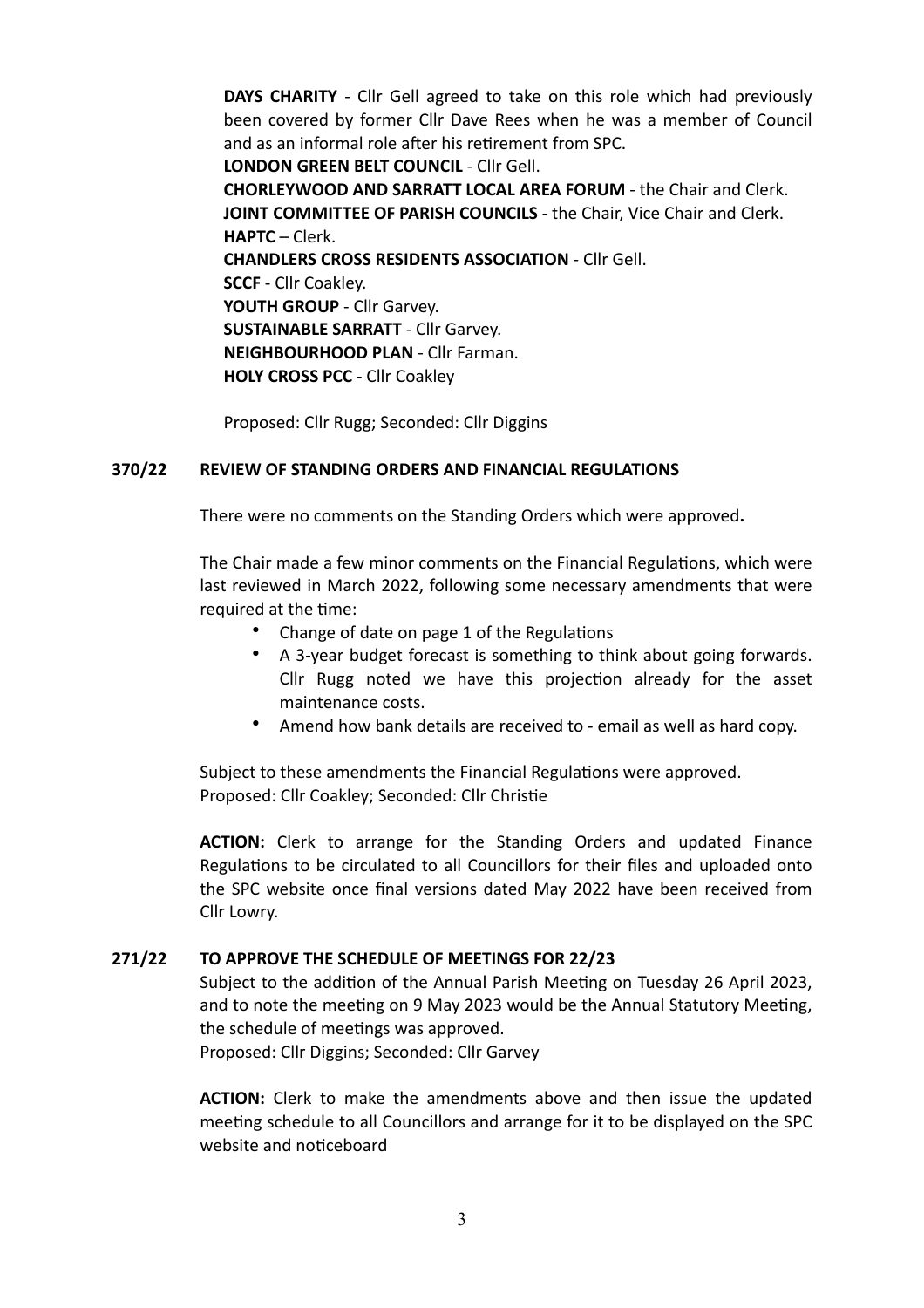**DAYS CHARITY** - Cllr Gell agreed to take on this role which had previously been covered by former Cllr Dave Rees when he was a member of Council and as an informal role after his retirement from SPC.
**LONDON GREEN BELT COUNCIL** - Cllr Gell.
**CHORLEYWOOD AND SARRATT LOCAL AREA FORUM** - the Chair and Clerk.
**JOINT COMMITTEE OF PARISH COUNCILS** - the Chair, Vice Chair and Clerk.
**HAPTC** – Clerk.
**CHANDLERS CROSS RESIDENTS ASSOCIATION** - Cllr Gell.
**SCCF** - Cllr Coakley.
**YOUTH GROUP** - Cllr Garvey.
**SUSTAINABLE SARRATT** - Cllr Garvey.
**NEIGHBOURHOOD PLAN** - Cllr Farman.
**HOLY CROSS PCC** - Cllr Coakley

Proposed: Cllr Rugg; Seconded: Cllr Diggins

## 370/22 REVIEW OF STANDING ORDERS AND FINANCIAL REGULATIONS

There were no comments on the Standing Orders which were approved**.**

The Chair made a few minor comments on the Financial Regulations, which were last reviewed in March 2022, following some necessary amendments that were required at the time:

- Change of date on page 1 of the Regulations
- A 3-year budget forecast is something to think about going forwards. Cllr Rugg noted we have this projection already for the asset maintenance costs.
- Amend how bank details are received to - email as well as hard copy.

Subject to these amendments the Financial Regulations were approved.
Proposed: Cllr Coakley; Seconded: Cllr Christie

**ACTION:** Clerk to arrange for the Standing Orders and updated Finance Regulations to be circulated to all Councillors for their files and uploaded onto the SPC website once final versions dated May 2022 have been received from Cllr Lowry.

## 271/22 TO APPROVE THE SCHEDULE OF MEETINGS FOR 22/23

Subject to the addition of the Annual Parish Meeting on Tuesday 26 April 2023, and to note the meeting on 9 May 2023 would be the Annual Statutory Meeting, the schedule of meetings was approved.
Proposed: Cllr Diggins; Seconded: Cllr Garvey

**ACTION:** Clerk to make the amendments above and then issue the updated meeting schedule to all Councillors and arrange for it to be displayed on the SPC website and noticeboard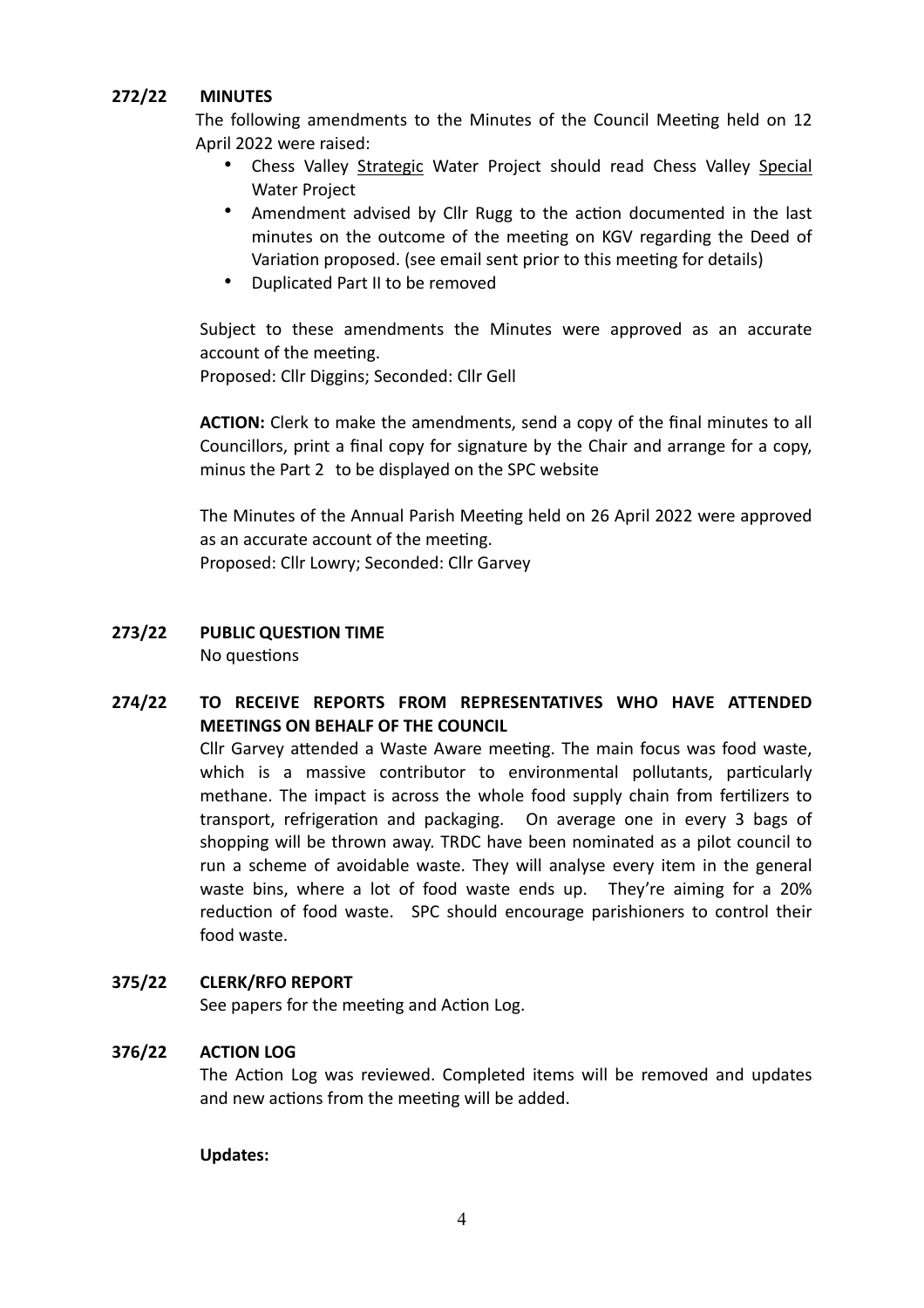**272/22 MINUTES**

The following amendments to the Minutes of the Council Meeting held on 12 April 2022 were raised:

- Chess Valley Strategic Water Project should read Chess Valley Special Water Project
- Amendment advised by Cllr Rugg to the action documented in the last minutes on the outcome of the meeting on KGV regarding the Deed of Variation proposed. (see email sent prior to this meeting for details)
- Duplicated Part II to be removed

Subject to these amendments the Minutes were approved as an accurate account of the meeting.
Proposed: Cllr Diggins; Seconded: Cllr Gell

**ACTION:** Clerk to make the amendments, send a copy of the final minutes to all Councillors, print a final copy for signature by the Chair and arrange for a copy, minus the Part 2 to be displayed on the SPC website

The Minutes of the Annual Parish Meeting held on 26 April 2022 were approved as an accurate account of the meeting.
Proposed: Cllr Lowry; Seconded: Cllr Garvey

**273/22 PUBLIC QUESTION TIME**

No questions

**274/22 TO RECEIVE REPORTS FROM REPRESENTATIVES WHO HAVE ATTENDED MEETINGS ON BEHALF OF THE COUNCIL**

Cllr Garvey attended a Waste Aware meeting. The main focus was food waste, which is a massive contributor to environmental pollutants, particularly methane. The impact is across the whole food supply chain from fertilizers to transport, refrigeration and packaging. On average one in every 3 bags of shopping will be thrown away. TRDC have been nominated as a pilot council to run a scheme of avoidable waste. They will analyse every item in the general waste bins, where a lot of food waste ends up. They're aiming for a 20% reduction of food waste. SPC should encourage parishioners to control their food waste.

**375/22 CLERK/RFO REPORT**

See papers for the meeting and Action Log.

**376/22 ACTION LOG**

The Action Log was reviewed. Completed items will be removed and updates and new actions from the meeting will be added.

**Updates:**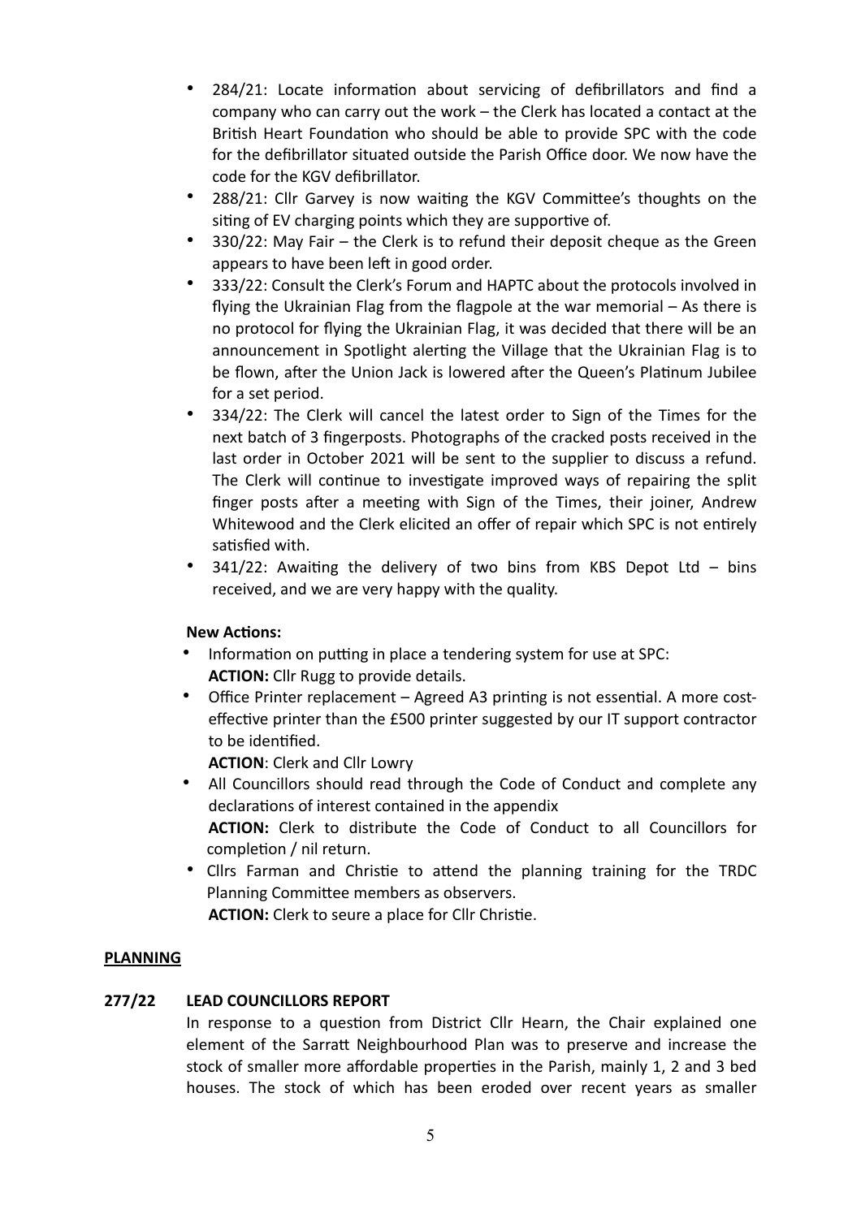- 284/21: Locate information about servicing of defibrillators and find a company who can carry out the work – the Clerk has located a contact at the British Heart Foundation who should be able to provide SPC with the code for the defibrillator situated outside the Parish Office door. We now have the code for the KGV defibrillator.
- 288/21: Cllr Garvey is now waiting the KGV Committee's thoughts on the siting of EV charging points which they are supportive of.
- 330/22: May Fair – the Clerk is to refund their deposit cheque as the Green appears to have been left in good order.
- 333/22: Consult the Clerk's Forum and HAPTC about the protocols involved in flying the Ukrainian Flag from the flagpole at the war memorial – As there is no protocol for flying the Ukrainian Flag, it was decided that there will be an announcement in Spotlight alerting the Village that the Ukrainian Flag is to be flown, after the Union Jack is lowered after the Queen's Platinum Jubilee for a set period.
- 334/22: The Clerk will cancel the latest order to Sign of the Times for the next batch of 3 fingerposts. Photographs of the cracked posts received in the last order in October 2021 will be sent to the supplier to discuss a refund. The Clerk will continue to investigate improved ways of repairing the split finger posts after a meeting with Sign of the Times, their joiner, Andrew Whitewood and the Clerk elicited an offer of repair which SPC is not entirely satisfied with.
- 341/22: Awaiting the delivery of two bins from KBS Depot Ltd – bins received, and we are very happy with the quality.

**New Actions:**

- Information on putting in place a tendering system for use at SPC:
  **ACTION:** Cllr Rugg to provide details.
- Office Printer replacement – Agreed A3 printing is not essential. A more cost-effective printer than the £500 printer suggested by our IT support contractor to be identified.
  **ACTION**: Clerk and Cllr Lowry
- All Councillors should read through the Code of Conduct and complete any declarations of interest contained in the appendix
  **ACTION:** Clerk to distribute the Code of Conduct to all Councillors for completion / nil return.
- Cllrs Farman and Christie to attend the planning training for the TRDC Planning Committee members as observers.
  **ACTION:** Clerk to seure a place for Cllr Christie.

**PLANNING**

**277/22 LEAD COUNCILLORS REPORT**

In response to a question from District Cllr Hearn, the Chair explained one element of the Sarratt Neighbourhood Plan was to preserve and increase the stock of smaller more affordable properties in the Parish, mainly 1, 2 and 3 bed houses. The stock of which has been eroded over recent years as smaller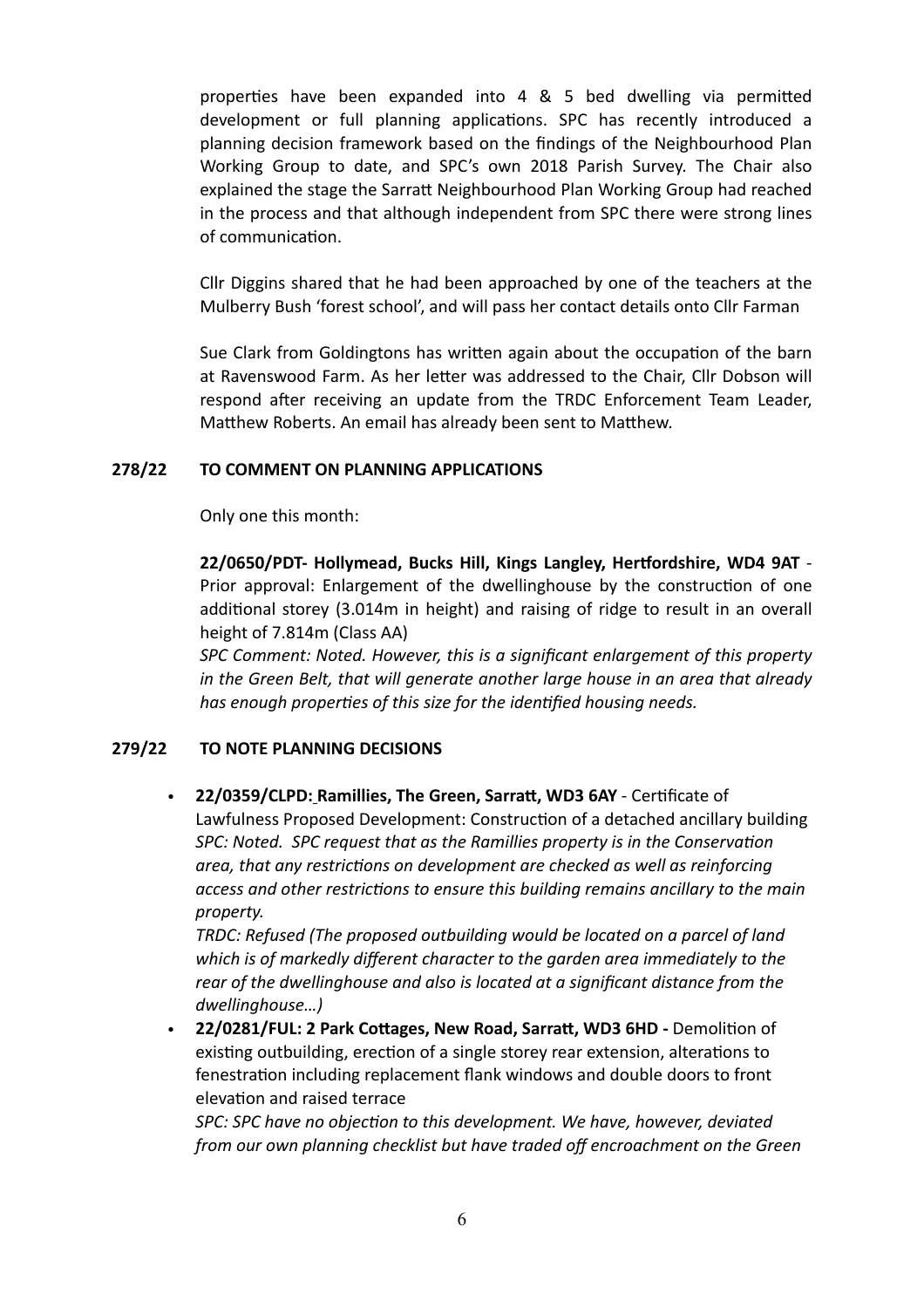properties have been expanded into 4 & 5 bed dwelling via permitted development or full planning applications. SPC has recently introduced a planning decision framework based on the findings of the Neighbourhood Plan Working Group to date, and SPC's own 2018 Parish Survey. The Chair also explained the stage the Sarratt Neighbourhood Plan Working Group had reached in the process and that although independent from SPC there were strong lines of communication.

Cllr Diggins shared that he had been approached by one of the teachers at the Mulberry Bush 'forest school', and will pass her contact details onto Cllr Farman

Sue Clark from Goldingtons has written again about the occupation of the barn at Ravenswood Farm. As her letter was addressed to the Chair, Cllr Dobson will respond after receiving an update from the TRDC Enforcement Team Leader, Matthew Roberts. An email has already been sent to Matthew.

**278/22 TO COMMENT ON PLANNING APPLICATIONS**

Only one this month:

**22/0650/PDT- Hollymead, Bucks Hill, Kings Langley, Hertfordshire, WD4 9AT** - Prior approval: Enlargement of the dwellinghouse by the construction of one additional storey (3.014m in height) and raising of ridge to result in an overall height of 7.814m (Class AA)
*SPC Comment: Noted. However, this is a significant enlargement of this property in the Green Belt, that will generate another large house in an area that already has enough properties of this size for the identified housing needs.*

**279/22 TO NOTE PLANNING DECISIONS**

- **22/0359/CLPD: Ramillies, The Green, Sarratt, WD3 6AY** - Certificate of Lawfulness Proposed Development: Construction of a detached ancillary building
  *SPC: Noted. SPC request that as the Ramillies property is in the Conservation area, that any restrictions on development are checked as well as reinforcing access and other restrictions to ensure this building remains ancillary to the main property.*
  *TRDC: Refused (The proposed outbuilding would be located on a parcel of land which is of markedly different character to the garden area immediately to the rear of the dwellinghouse and also is located at a significant distance from the dwellinghouse…)*
- **22/0281/FUL: 2 Park Cottages, New Road, Sarratt, WD3 6HD -** Demolition of existing outbuilding, erection of a single storey rear extension, alterations to fenestration including replacement flank windows and double doors to front elevation and raised terrace
  *SPC: SPC have no objection to this development. We have, however, deviated from our own planning checklist but have traded off encroachment on the Green*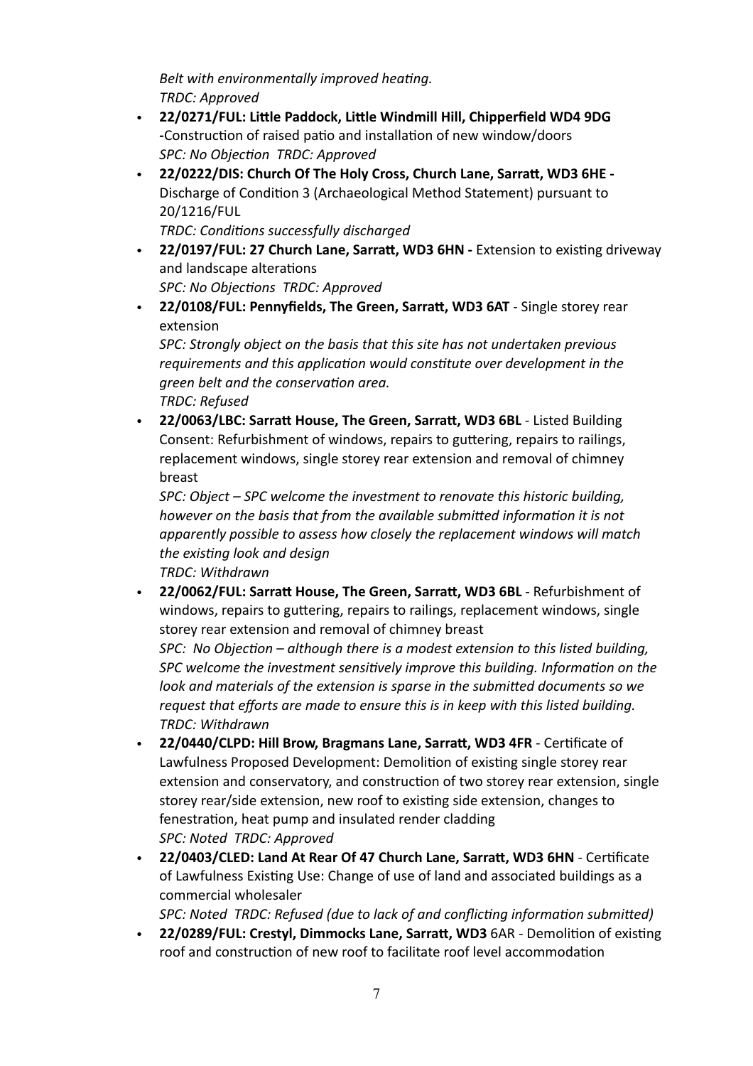*Belt with environmentally improved heating.*
*TRDC: Approved*

- **22/0271/FUL: Little Paddock, Little Windmill Hill, Chipperfield WD4 9DG -**Construction of raised patio and installation of new window/doors
  *SPC: No Objection TRDC: Approved*
- **22/0222/DIS: Church Of The Holy Cross, Church Lane, Sarratt, WD3 6HE -** Discharge of Condition 3 (Archaeological Method Statement) pursuant to 20/1216/FUL
  *TRDC: Conditions successfully discharged*
- **22/0197/FUL: 27 Church Lane, Sarratt, WD3 6HN -** Extension to existing driveway and landscape alterations
  *SPC: No Objections TRDC: Approved*
- **22/0108/FUL: Pennyfields, The Green, Sarratt, WD3 6AT** - Single storey rear extension
  *SPC: Strongly object on the basis that this site has not undertaken previous requirements and this application would constitute over development in the green belt and the conservation area.*
  *TRDC: Refused*
- **22/0063/LBC: Sarratt House, The Green, Sarratt, WD3 6BL** - Listed Building Consent: Refurbishment of windows, repairs to guttering, repairs to railings, replacement windows, single storey rear extension and removal of chimney breast
  *SPC: Object – SPC welcome the investment to renovate this historic building, however on the basis that from the available submitted information it is not apparently possible to assess how closely the replacement windows will match the existing look and design*
  *TRDC: Withdrawn*
- **22/0062/FUL: Sarratt House, The Green, Sarratt, WD3 6BL** - Refurbishment of windows, repairs to guttering, repairs to railings, replacement windows, single storey rear extension and removal of chimney breast
  *SPC: No Objection – although there is a modest extension to this listed building, SPC welcome the investment sensitively improve this building. Information on the look and materials of the extension is sparse in the submitted documents so we request that efforts are made to ensure this is in keep with this listed building.*
  *TRDC: Withdrawn*
- **22/0440/CLPD: Hill Brow, Bragmans Lane, Sarratt, WD3 4FR** - Certificate of Lawfulness Proposed Development: Demolition of existing single storey rear extension and conservatory, and construction of two storey rear extension, single storey rear/side extension, new roof to existing side extension, changes to fenestration, heat pump and insulated render cladding
  *SPC: Noted TRDC: Approved*
- **22/0403/CLED: Land At Rear Of 47 Church Lane, Sarratt, WD3 6HN** - Certificate of Lawfulness Existing Use: Change of use of land and associated buildings as a commercial wholesaler
  *SPC: Noted TRDC: Refused (due to lack of and conflicting information submitted)*
- **22/0289/FUL: Crestyl, Dimmocks Lane, Sarratt, WD3** 6AR - Demolition of existing roof and construction of new roof to facilitate roof level accommodation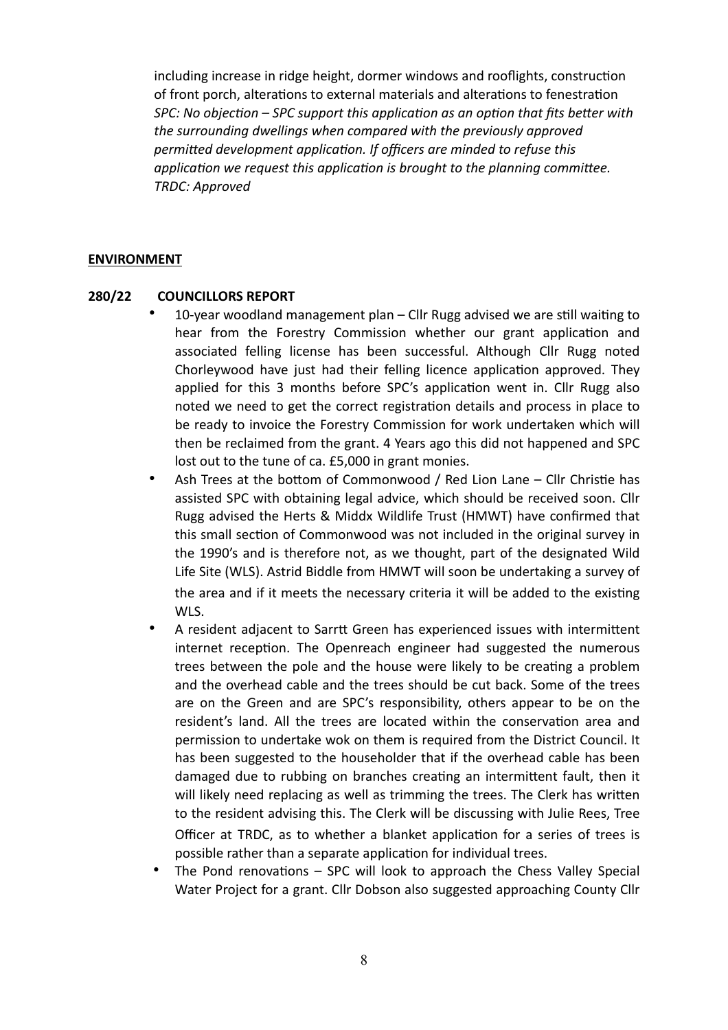including increase in ridge height, dormer windows and rooflights, construction of front porch, alterations to external materials and alterations to fenestration
*SPC: No objection – SPC support this application as an option that fits better with the surrounding dwellings when compared with the previously approved permitted development application. If officers are minded to refuse this application we request this application is brought to the planning committee.*
*TRDC: Approved*

**ENVIRONMENT**

**280/22 COUNCILLORS REPORT**

- 10-year woodland management plan – Cllr Rugg advised we are still waiting to hear from the Forestry Commission whether our grant application and associated felling license has been successful. Although Cllr Rugg noted Chorleywood have just had their felling licence application approved. They applied for this 3 months before SPC's application went in. Cllr Rugg also noted we need to get the correct registration details and process in place to be ready to invoice the Forestry Commission for work undertaken which will then be reclaimed from the grant. 4 Years ago this did not happened and SPC lost out to the tune of ca. £5,000 in grant monies.
- Ash Trees at the bottom of Commonwood / Red Lion Lane – Cllr Christie has assisted SPC with obtaining legal advice, which should be received soon. Cllr Rugg advised the Herts & Middx Wildlife Trust (HMWT) have confirmed that this small section of Commonwood was not included in the original survey in the 1990's and is therefore not, as we thought, part of the designated Wild Life Site (WLS). Astrid Biddle from HMWT will soon be undertaking a survey of the area and if it meets the necessary criteria it will be added to the existing WLS.
- A resident adjacent to Sarrtt Green has experienced issues with intermittent internet reception. The Openreach engineer had suggested the numerous trees between the pole and the house were likely to be creating a problem and the overhead cable and the trees should be cut back. Some of the trees are on the Green and are SPC's responsibility, others appear to be on the resident's land. All the trees are located within the conservation area and permission to undertake wok on them is required from the District Council. It has been suggested to the householder that if the overhead cable has been damaged due to rubbing on branches creating an intermittent fault, then it will likely need replacing as well as trimming the trees. The Clerk has written to the resident advising this. The Clerk will be discussing with Julie Rees, Tree Officer at TRDC, as to whether a blanket application for a series of trees is possible rather than a separate application for individual trees.
- The Pond renovations – SPC will look to approach the Chess Valley Special Water Project for a grant. Cllr Dobson also suggested approaching County Cllr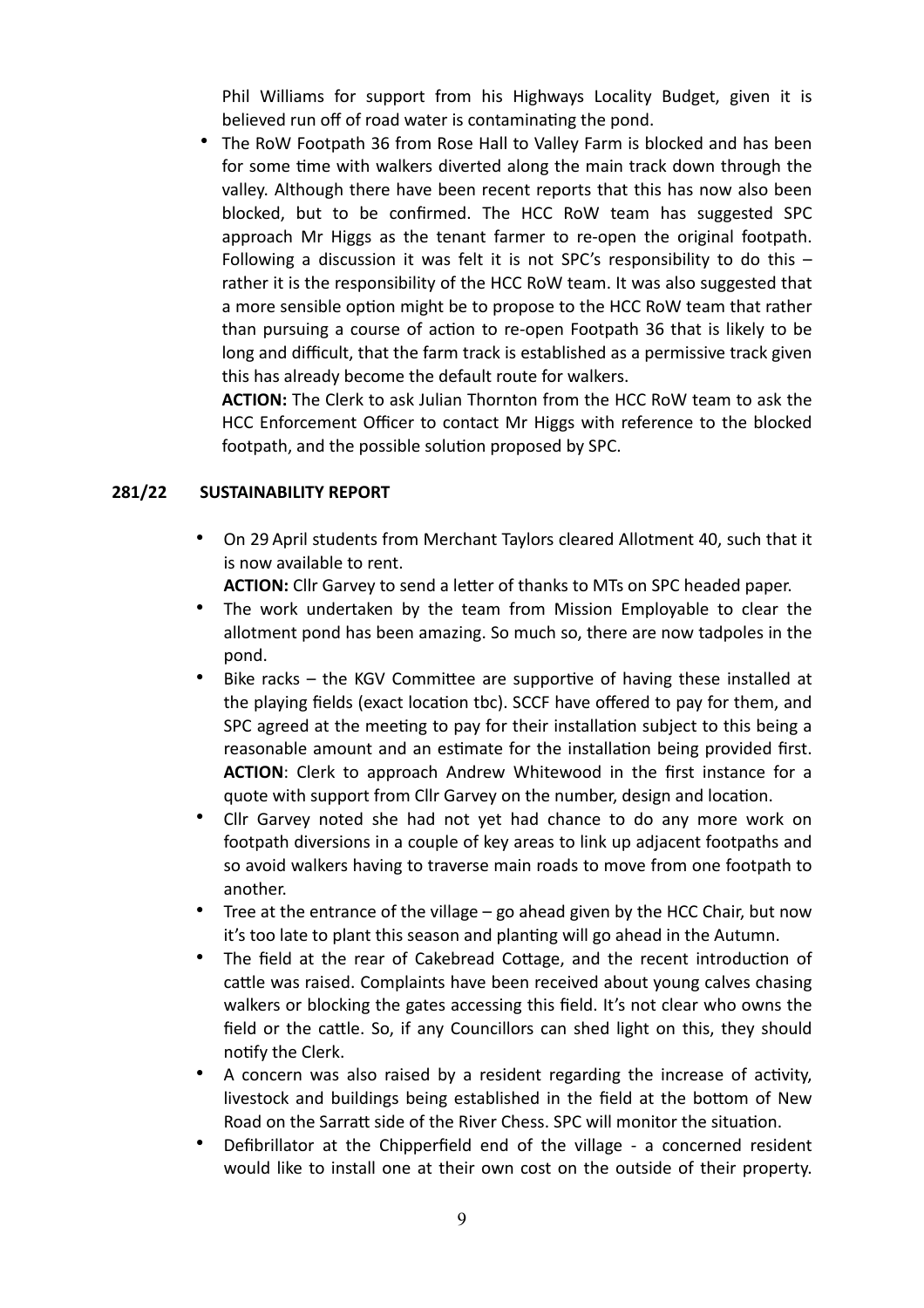Phil Williams for support from his Highways Locality Budget, given it is believed run off of road water is contaminating the pond.

- The RoW Footpath 36 from Rose Hall to Valley Farm is blocked and has been for some time with walkers diverted along the main track down through the valley. Although there have been recent reports that this has now also been blocked, but to be confirmed. The HCC RoW team has suggested SPC approach Mr Higgs as the tenant farmer to re-open the original footpath. Following a discussion it was felt it is not SPC's responsibility to do this – rather it is the responsibility of the HCC RoW team. It was also suggested that a more sensible option might be to propose to the HCC RoW team that rather than pursuing a course of action to re-open Footpath 36 that is likely to be long and difficult, that the farm track is established as a permissive track given this has already become the default route for walkers.

  **ACTION:** The Clerk to ask Julian Thornton from the HCC RoW team to ask the HCC Enforcement Officer to contact Mr Higgs with reference to the blocked footpath, and the possible solution proposed by SPC.

**281/22 SUSTAINABILITY REPORT**

- On 29 April students from Merchant Taylors cleared Allotment 40, such that it is now available to rent.

  **ACTION:** Cllr Garvey to send a letter of thanks to MTs on SPC headed paper.
- The work undertaken by the team from Mission Employable to clear the allotment pond has been amazing. So much so, there are now tadpoles in the pond.
- Bike racks – the KGV Committee are supportive of having these installed at the playing fields (exact location tbc). SCCF have offered to pay for them, and SPC agreed at the meeting to pay for their installation subject to this being a reasonable amount and an estimate for the installation being provided first. **ACTION**: Clerk to approach Andrew Whitewood in the first instance for a quote with support from Cllr Garvey on the number, design and location.
- Cllr Garvey noted she had not yet had chance to do any more work on footpath diversions in a couple of key areas to link up adjacent footpaths and so avoid walkers having to traverse main roads to move from one footpath to another.
- Tree at the entrance of the village – go ahead given by the HCC Chair, but now it's too late to plant this season and planting will go ahead in the Autumn.
- The field at the rear of Cakebread Cottage, and the recent introduction of cattle was raised. Complaints have been received about young calves chasing walkers or blocking the gates accessing this field. It's not clear who owns the field or the cattle. So, if any Councillors can shed light on this, they should notify the Clerk.
- A concern was also raised by a resident regarding the increase of activity, livestock and buildings being established in the field at the bottom of New Road on the Sarratt side of the River Chess. SPC will monitor the situation.
- Defibrillator at the Chipperfield end of the village - a concerned resident would like to install one at their own cost on the outside of their property.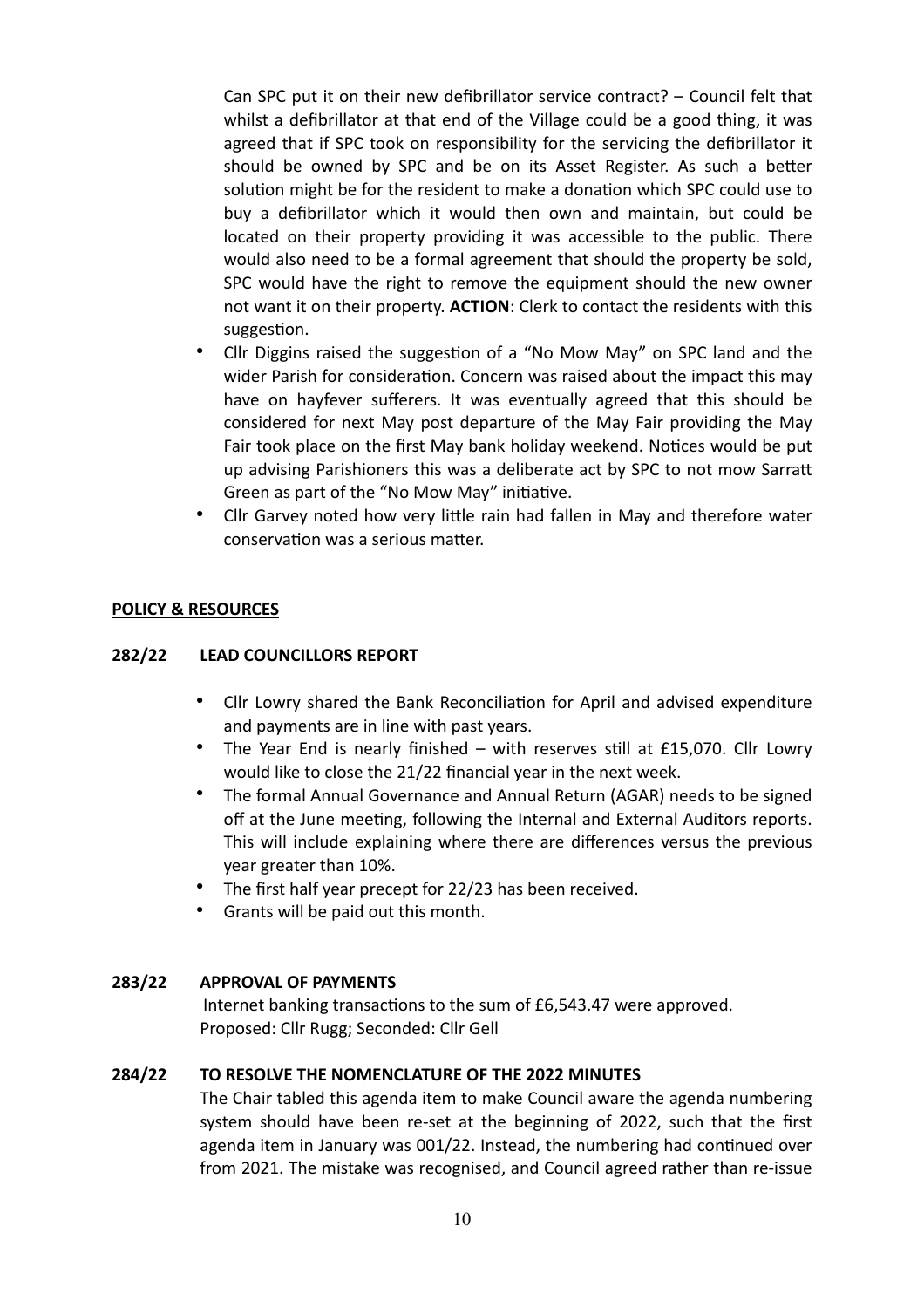Can SPC put it on their new defibrillator service contract? – Council felt that whilst a defibrillator at that end of the Village could be a good thing, it was agreed that if SPC took on responsibility for the servicing the defibrillator it should be owned by SPC and be on its Asset Register. As such a better solution might be for the resident to make a donation which SPC could use to buy a defibrillator which it would then own and maintain, but could be located on their property providing it was accessible to the public. There would also need to be a formal agreement that should the property be sold, SPC would have the right to remove the equipment should the new owner not want it on their property. **ACTION**: Clerk to contact the residents with this suggestion.

- Cllr Diggins raised the suggestion of a "No Mow May" on SPC land and the wider Parish for consideration. Concern was raised about the impact this may have on hayfever sufferers. It was eventually agreed that this should be considered for next May post departure of the May Fair providing the May Fair took place on the first May bank holiday weekend. Notices would be put up advising Parishioners this was a deliberate act by SPC to not mow Sarratt Green as part of the "No Mow May" initiative.
- Cllr Garvey noted how very little rain had fallen in May and therefore water conservation was a serious matter.

**POLICY & RESOURCES**

**282/22 LEAD COUNCILLORS REPORT**

- Cllr Lowry shared the Bank Reconciliation for April and advised expenditure and payments are in line with past years.
- The Year End is nearly finished – with reserves still at £15,070. Cllr Lowry would like to close the 21/22 financial year in the next week.
- The formal Annual Governance and Annual Return (AGAR) needs to be signed off at the June meeting, following the Internal and External Auditors reports. This will include explaining where there are differences versus the previous year greater than 10%.
- The first half year precept for 22/23 has been received.
- Grants will be paid out this month.

**283/22 APPROVAL OF PAYMENTS**

Internet banking transactions to the sum of £6,543.47 were approved.
Proposed: Cllr Rugg; Seconded: Cllr Gell

**284/22 TO RESOLVE THE NOMENCLATURE OF THE 2022 MINUTES**

The Chair tabled this agenda item to make Council aware the agenda numbering system should have been re-set at the beginning of 2022, such that the first agenda item in January was 001/22. Instead, the numbering had continued over from 2021. The mistake was recognised, and Council agreed rather than re-issue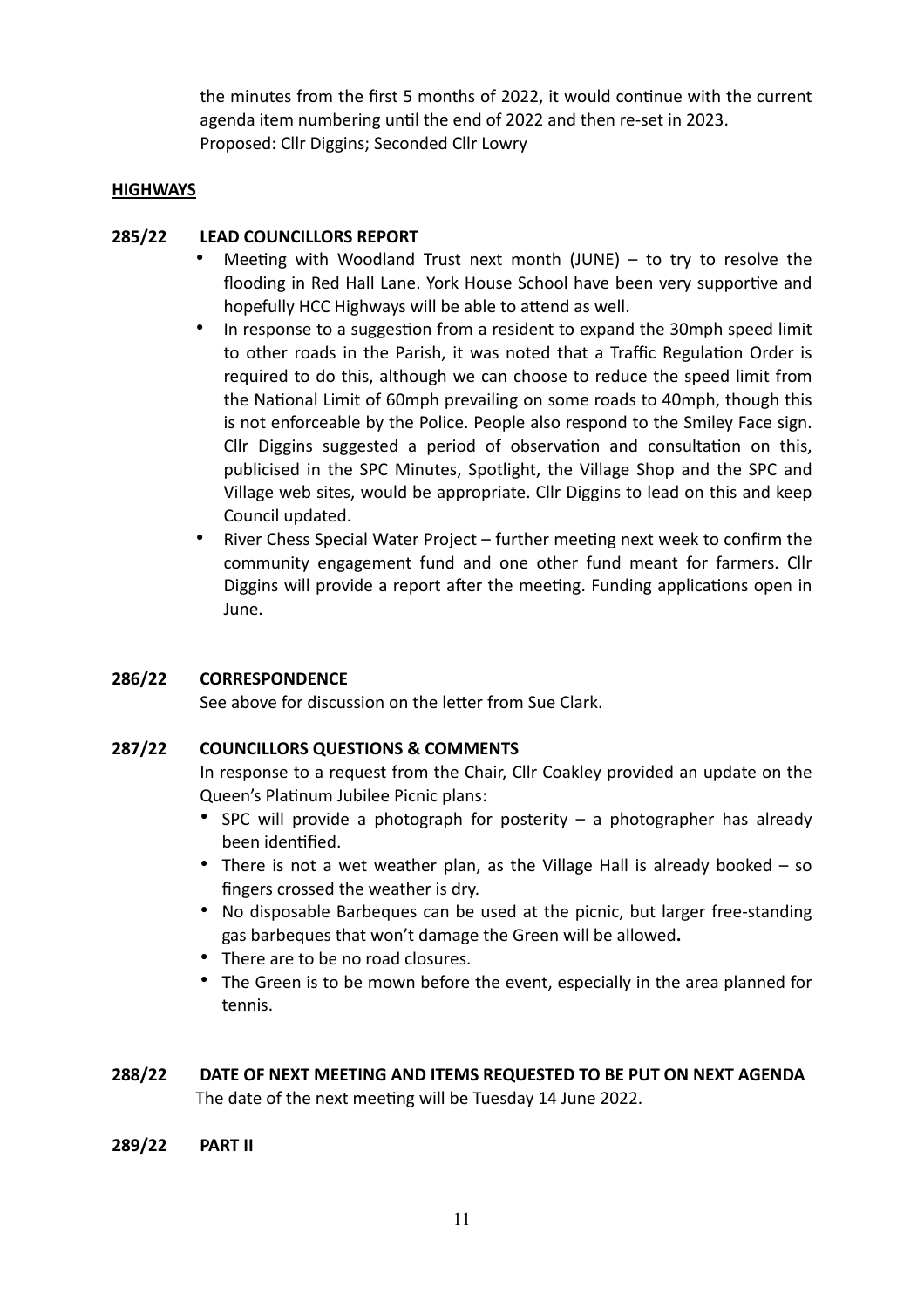the minutes from the first 5 months of 2022, it would continue with the current agenda item numbering until the end of 2022 and then re-set in 2023.
Proposed: Cllr Diggins; Seconded Cllr Lowry

**HIGHWAYS**

**285/22 LEAD COUNCILLORS REPORT**

- Meeting with Woodland Trust next month (JUNE) – to try to resolve the flooding in Red Hall Lane. York House School have been very supportive and hopefully HCC Highways will be able to attend as well.
- In response to a suggestion from a resident to expand the 30mph speed limit to other roads in the Parish, it was noted that a Traffic Regulation Order is required to do this, although we can choose to reduce the speed limit from the National Limit of 60mph prevailing on some roads to 40mph, though this is not enforceable by the Police. People also respond to the Smiley Face sign. Cllr Diggins suggested a period of observation and consultation on this, publicised in the SPC Minutes, Spotlight, the Village Shop and the SPC and Village web sites, would be appropriate. Cllr Diggins to lead on this and keep Council updated.
- River Chess Special Water Project – further meeting next week to confirm the community engagement fund and one other fund meant for farmers. Cllr Diggins will provide a report after the meeting. Funding applications open in June.

**286/22 CORRESPONDENCE**

See above for discussion on the letter from Sue Clark.

**287/22 COUNCILLORS QUESTIONS & COMMENTS**

In response to a request from the Chair, Cllr Coakley provided an update on the Queen's Platinum Jubilee Picnic plans:

- SPC will provide a photograph for posterity – a photographer has already been identified.
- There is not a wet weather plan, as the Village Hall is already booked – so fingers crossed the weather is dry.
- No disposable Barbeques can be used at the picnic, but larger free-standing gas barbeques that won't damage the Green will be allowed**.**
- There are to be no road closures.
- The Green is to be mown before the event, especially in the area planned for tennis.

**288/22 DATE OF NEXT MEETING AND ITEMS REQUESTED TO BE PUT ON NEXT AGENDA**

The date of the next meeting will be Tuesday 14 June 2022.

**289/22 PART II**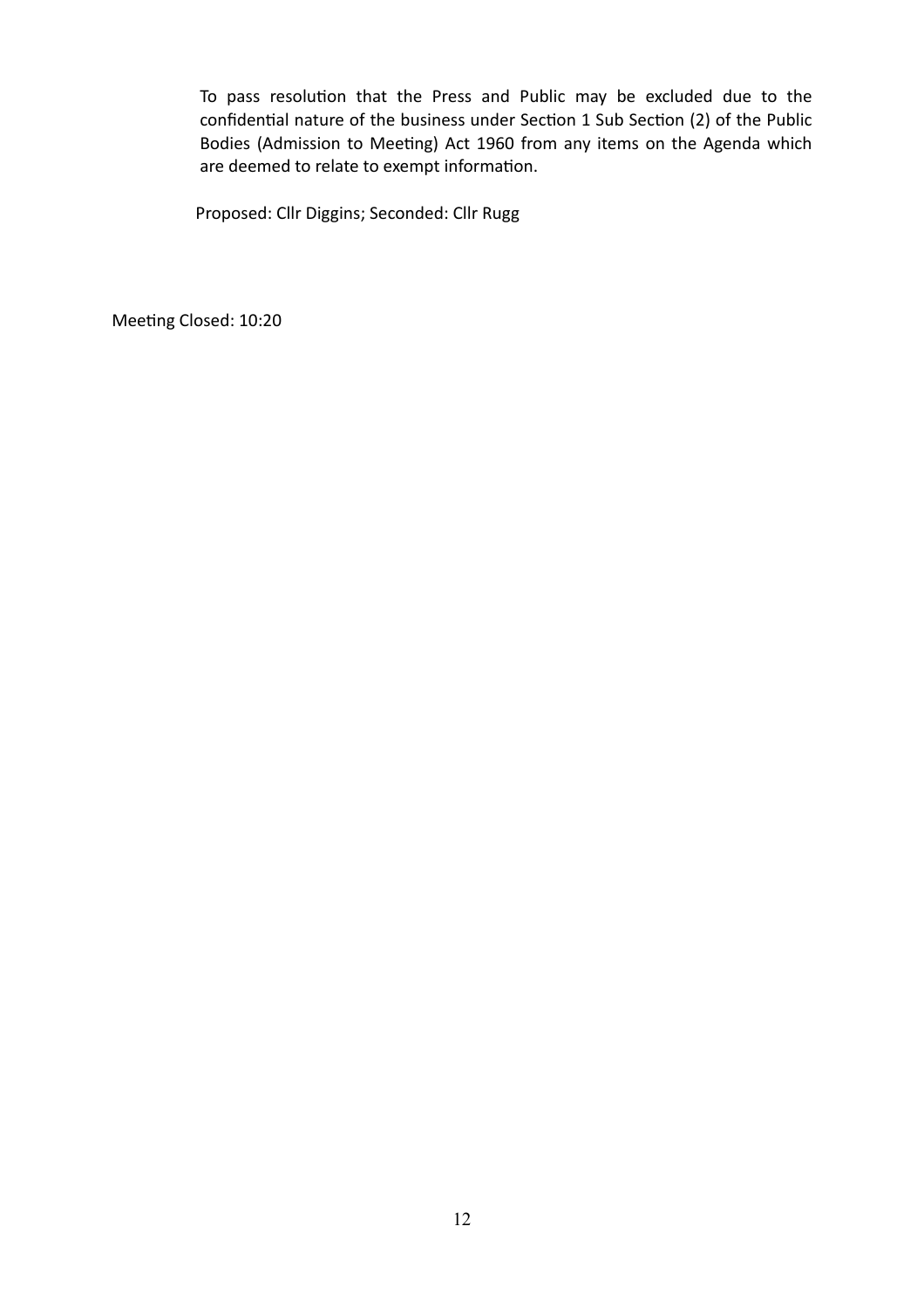To pass resolution that the Press and Public may be excluded due to the confidential nature of the business under Section 1 Sub Section (2) of the Public Bodies (Admission to Meeting) Act 1960 from any items on the Agenda which are deemed to relate to exempt information.

Proposed: Cllr Diggins; Seconded: Cllr Rugg

Meeting Closed: 10:20